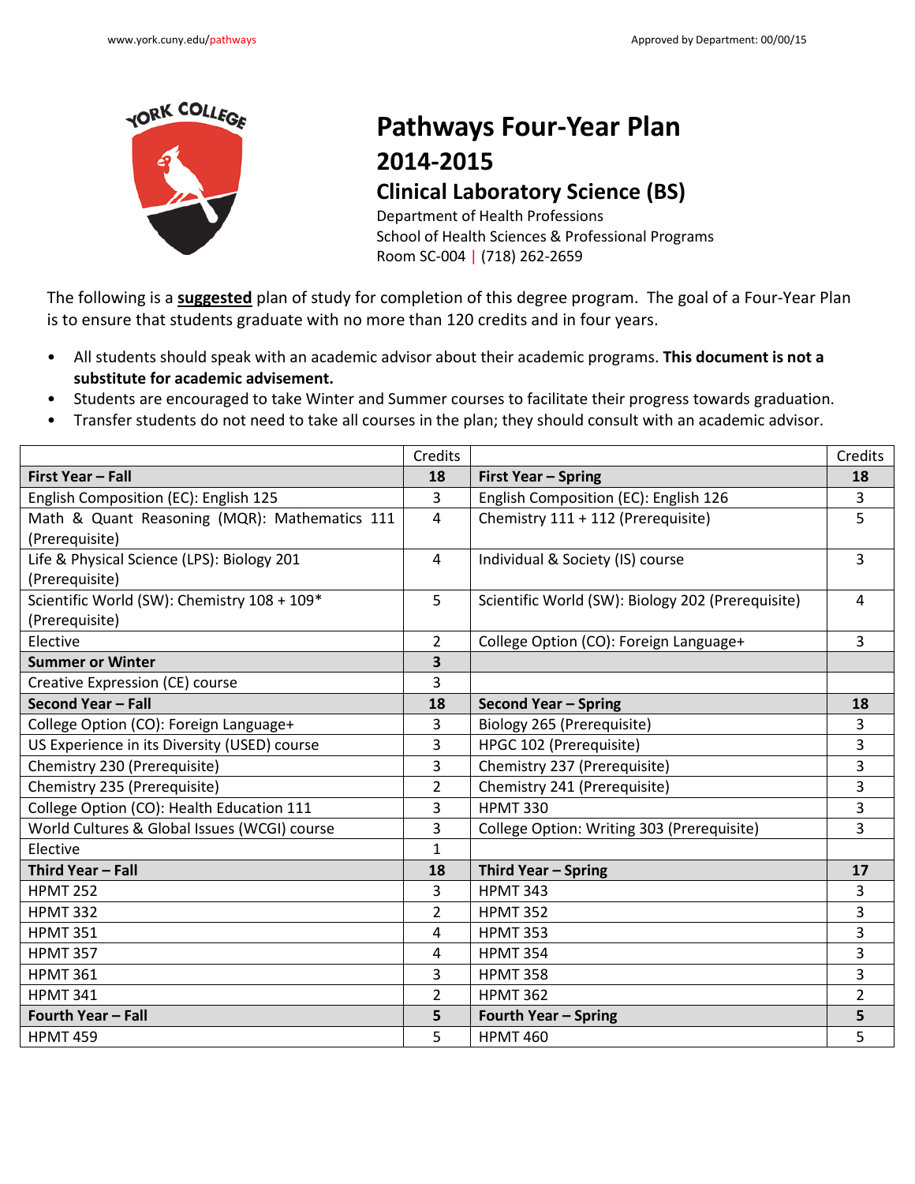# Pathways Four-Year Plan

## 2014-2015

### Clinical Laboratory Science (BS)

Department of Health Professions
School of Health Sciences & Professional Programs
Room SC-004 | (718) 262-2659

The following is a **suggested** plan of study for completion of this degree program. The goal of a Four-Year Plan is to ensure that students graduate with no more than 120 credits and in four years.

- All students should speak with an academic advisor about their academic programs. **This document is not a substitute for academic advisement.**
- Students are encouraged to take Winter and Summer courses to facilitate their progress towards graduation.
- Transfer students do not need to take all courses in the plan; they should consult with an academic advisor.

| | Credits | | Credits |
|---|---|---|---|
| **First Year – Fall** | **18** | **First Year – Spring** | **18** |
| English Composition (EC): English 125 | 3 | English Composition (EC): English 126 | 3 |
| Math & Quant Reasoning (MQR): Mathematics 111 (Prerequisite) | 4 | Chemistry 111 + 112 (Prerequisite) | 5 |
| Life & Physical Science (LPS): Biology 201 (Prerequisite) | 4 | Individual & Society (IS) course | 3 |
| Scientific World (SW): Chemistry 108 + 109* (Prerequisite) | 5 | Scientific World (SW): Biology 202 (Prerequisite) | 4 |
| Elective | 2 | College Option (CO): Foreign Language+ | 3 |
| **Summer or Winter** | **3** | | |
| Creative Expression (CE) course | 3 | | |
| **Second Year – Fall** | **18** | **Second Year – Spring** | **18** |
| College Option (CO): Foreign Language+ | 3 | Biology 265 (Prerequisite) | 3 |
| US Experience in its Diversity (USED) course | 3 | HPGC 102 (Prerequisite) | 3 |
| Chemistry 230 (Prerequisite) | 3 | Chemistry 237 (Prerequisite) | 3 |
| Chemistry 235 (Prerequisite) | 2 | Chemistry 241 (Prerequisite) | 3 |
| College Option (CO): Health Education 111 | 3 | HPMT 330 | 3 |
| World Cultures & Global Issues (WCGI) course | 3 | College Option: Writing 303 (Prerequisite) | 3 |
| Elective | 1 | | |
| **Third Year – Fall** | **18** | **Third Year – Spring** | **17** |
| HPMT 252 | 3 | HPMT 343 | 3 |
| HPMT 332 | 2 | HPMT 352 | 3 |
| HPMT 351 | 4 | HPMT 353 | 3 |
| HPMT 357 | 4 | HPMT 354 | 3 |
| HPMT 361 | 3 | HPMT 358 | 3 |
| HPMT 341 | 2 | HPMT 362 | 2 |
| **Fourth Year – Fall** | **5** | **Fourth Year – Spring** | **5** |
| HPMT 459 | 5 | HPMT 460 | 5 |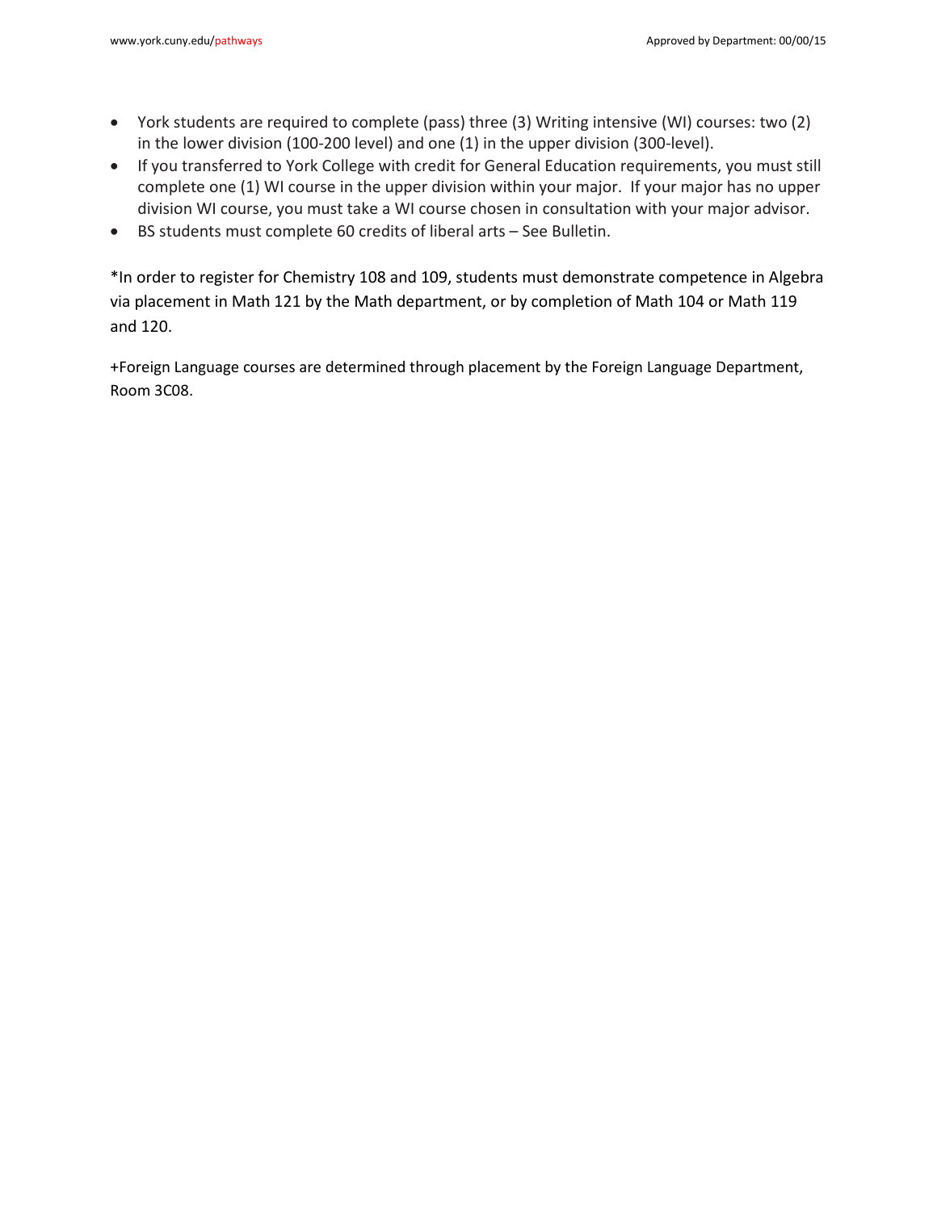- York students are required to complete (pass) three (3) Writing intensive (WI) courses: two (2) in the lower division (100-200 level) and one (1) in the upper division (300-level).
- If you transferred to York College with credit for General Education requirements, you must still complete one (1) WI course in the upper division within your major. If your major has no upper division WI course, you must take a WI course chosen in consultation with your major advisor.
- BS students must complete 60 credits of liberal arts – See Bulletin.

*In order to register for Chemistry 108 and 109, students must demonstrate competence in Algebra via placement in Math 121 by the Math department, or by completion of Math 104 or Math 119 and 120.

+Foreign Language courses are determined through placement by the Foreign Language Department, Room 3C08.